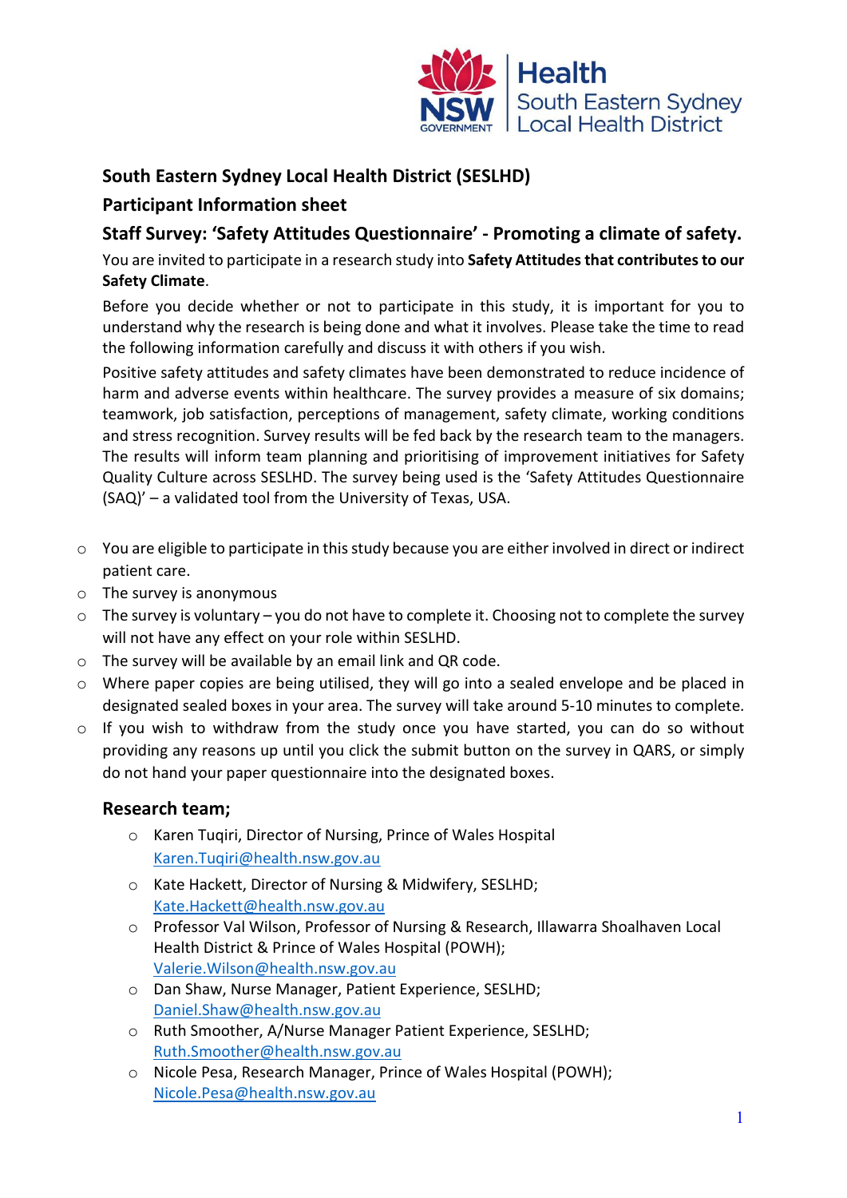**South Eastern Sydney Local Health District (SESLHD)**

**Participant Information sheet**

**Staff Survey: 'Safety Attitudes Questionnaire' - Promoting a climate of safety.**

You are invited to participate in a research study into **Safety Attitudes that contributes to our Safety Climate**.

Before you decide whether or not to participate in this study, it is important for you to understand why the research is being done and what it involves. Please take the time to read the following information carefully and discuss it with others if you wish.

Positive safety attitudes and safety climates have been demonstrated to reduce incidence of harm and adverse events within healthcare. The survey provides a measure of six domains; teamwork, job satisfaction, perceptions of management, safety climate, working conditions and stress recognition. Survey results will be fed back by the research team to the managers. The results will inform team planning and prioritising of improvement initiatives for Safety Quality Culture across SESLHD. The survey being used is the 'Safety Attitudes Questionnaire (SAQ)' – a validated tool from the University of Texas, USA.

- You are eligible to participate in this study because you are either involved in direct or indirect patient care.
- The survey is anonymous
- The survey is voluntary – you do not have to complete it. Choosing not to complete the survey will not have any effect on your role within SESLHD.
- The survey will be available by an email link and QR code.
- Where paper copies are being utilised, they will go into a sealed envelope and be placed in designated sealed boxes in your area. The survey will take around 5-10 minutes to complete.
- If you wish to withdraw from the study once you have started, you can do so without providing any reasons up until you click the submit button on the survey in QARS, or simply do not hand your paper questionnaire into the designated boxes.

## Research team;

- Karen Tuqiri, Director of Nursing, Prince of Wales Hospital
  Karen.Tuqiri@health.nsw.gov.au
- Kate Hackett, Director of Nursing & Midwifery, SESLHD;
  Kate.Hackett@health.nsw.gov.au
- Professor Val Wilson, Professor of Nursing & Research, Illawarra Shoalhaven Local Health District & Prince of Wales Hospital (POWH);
  Valerie.Wilson@health.nsw.gov.au
- Dan Shaw, Nurse Manager, Patient Experience, SESLHD;
  Daniel.Shaw@health.nsw.gov.au
- Ruth Smoother, A/Nurse Manager Patient Experience, SESLHD;
  Ruth.Smoother@health.nsw.gov.au
- Nicole Pesa, Research Manager, Prince of Wales Hospital (POWH);
  Nicole.Pesa@health.nsw.gov.au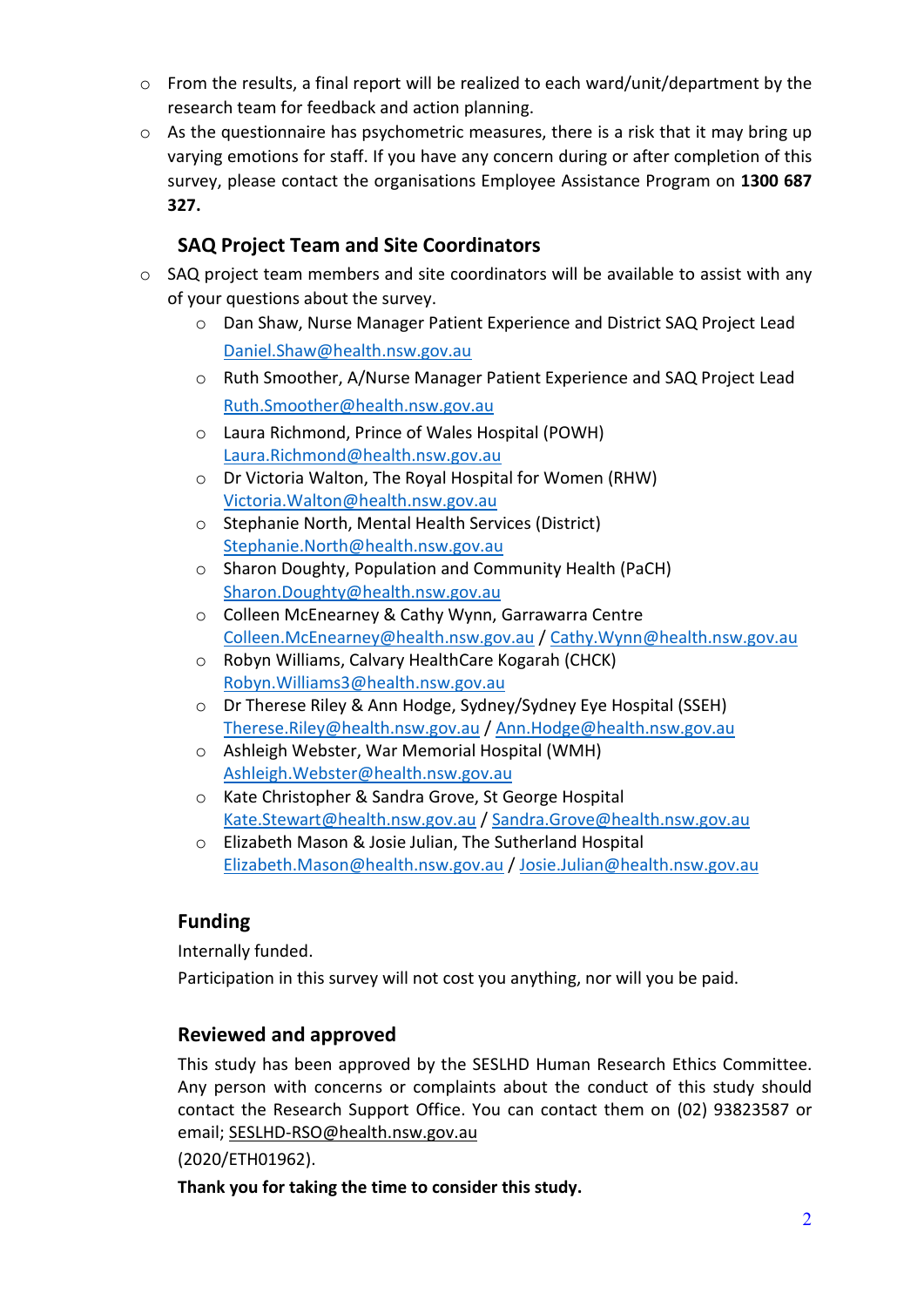- From the results, a final report will be realized to each ward/unit/department by the research team for feedback and action planning.
- As the questionnaire has psychometric measures, there is a risk that it may bring up varying emotions for staff. If you have any concern during or after completion of this survey, please contact the organisations Employee Assistance Program on **1300 687 327.**

### SAQ Project Team and Site Coordinators

- SAQ project team members and site coordinators will be available to assist with any of your questions about the survey.
  - Dan Shaw, Nurse Manager Patient Experience and District SAQ Project Lead Daniel.Shaw@health.nsw.gov.au
  - Ruth Smoother, A/Nurse Manager Patient Experience and SAQ Project Lead Ruth.Smoother@health.nsw.gov.au
  - Laura Richmond, Prince of Wales Hospital (POWH) Laura.Richmond@health.nsw.gov.au
  - Dr Victoria Walton, The Royal Hospital for Women (RHW) Victoria.Walton@health.nsw.gov.au
  - Stephanie North, Mental Health Services (District) Stephanie.North@health.nsw.gov.au
  - Sharon Doughty, Population and Community Health (PaCH) Sharon.Doughty@health.nsw.gov.au
  - Colleen McEnearney & Cathy Wynn, Garrawarra Centre Colleen.McEnearney@health.nsw.gov.au / Cathy.Wynn@health.nsw.gov.au
  - Robyn Williams, Calvary HealthCare Kogarah (CHCK) Robyn.Williams3@health.nsw.gov.au
  - Dr Therese Riley & Ann Hodge, Sydney/Sydney Eye Hospital (SSEH) Therese.Riley@health.nsw.gov.au / Ann.Hodge@health.nsw.gov.au
  - Ashleigh Webster, War Memorial Hospital (WMH) Ashleigh.Webster@health.nsw.gov.au
  - Kate Christopher & Sandra Grove, St George Hospital Kate.Stewart@health.nsw.gov.au / Sandra.Grove@health.nsw.gov.au
  - Elizabeth Mason & Josie Julian, The Sutherland Hospital Elizabeth.Mason@health.nsw.gov.au / Josie.Julian@health.nsw.gov.au

### Funding

Internally funded.

Participation in this survey will not cost you anything, nor will you be paid.

### Reviewed and approved

This study has been approved by the SESLHD Human Research Ethics Committee. Any person with concerns or complaints about the conduct of this study should contact the Research Support Office. You can contact them on (02) 93823587 or email; SESLHD-RSO@health.nsw.gov.au

(2020/ETH01962).

**Thank you for taking the time to consider this study.**